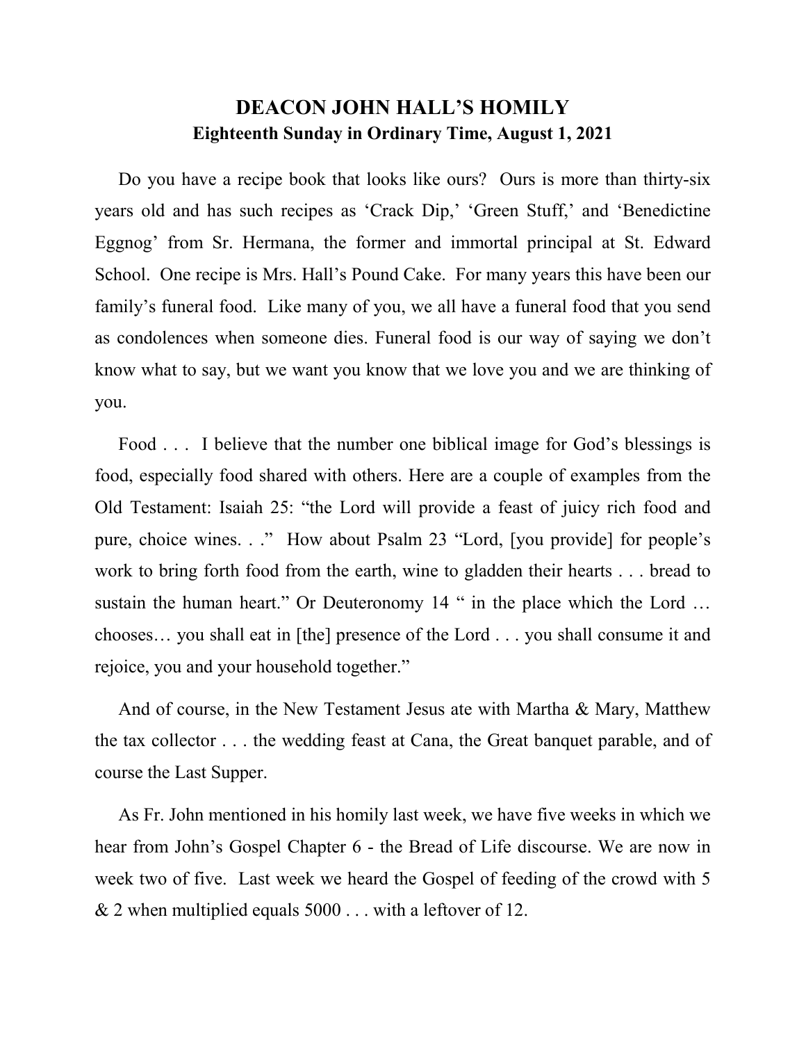# DEACON JOHN HALL'S HOMILY

**Eighteenth Sunday in Ordinary Time, August 1, 2021**

Do you have a recipe book that looks like ours? Ours is more than thirty-six years old and has such recipes as 'Crack Dip,' 'Green Stuff,' and 'Benedictine Eggnog' from Sr. Hermana, the former and immortal principal at St. Edward School. One recipe is Mrs. Hall's Pound Cake. For many years this have been our family's funeral food. Like many of you, we all have a funeral food that you send as condolences when someone dies. Funeral food is our way of saying we don't know what to say, but we want you know that we love you and we are thinking of you.

Food . . . I believe that the number one biblical image for God's blessings is food, especially food shared with others. Here are a couple of examples from the Old Testament: Isaiah 25: "the Lord will provide a feast of juicy rich food and pure, choice wines. . ." How about Psalm 23 "Lord, [you provide] for people's work to bring forth food from the earth, wine to gladden their hearts . . . bread to sustain the human heart." Or Deuteronomy 14 " in the place which the Lord … chooses… you shall eat in [the] presence of the Lord . . . you shall consume it and rejoice, you and your household together."

And of course, in the New Testament Jesus ate with Martha & Mary, Matthew the tax collector . . . the wedding feast at Cana, the Great banquet parable, and of course the Last Supper.

As Fr. John mentioned in his homily last week, we have five weeks in which we hear from John's Gospel Chapter 6 - the Bread of Life discourse. We are now in week two of five. Last week we heard the Gospel of feeding of the crowd with 5 & 2 when multiplied equals 5000 . . . with a leftover of 12.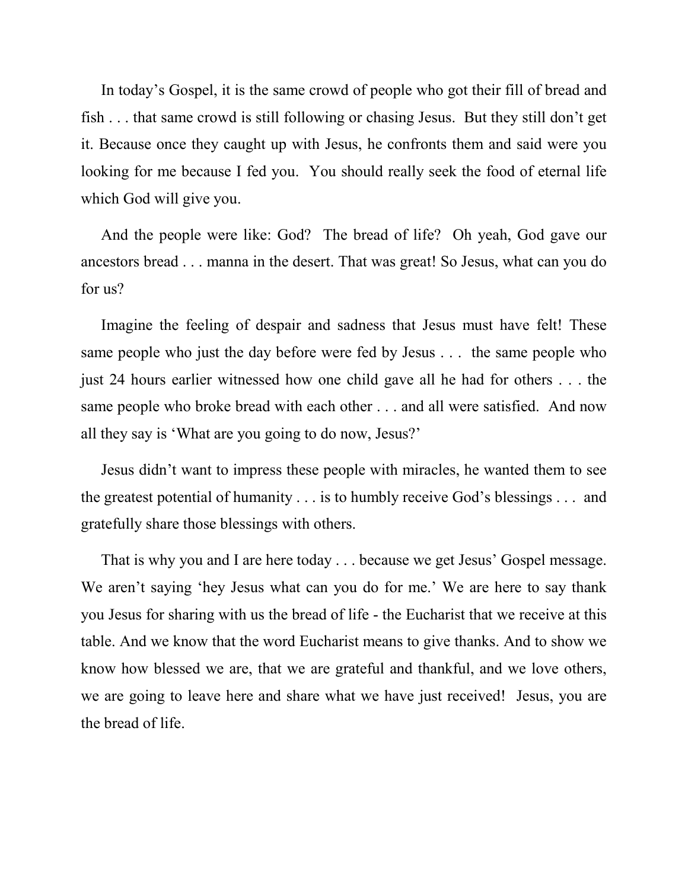In today's Gospel, it is the same crowd of people who got their fill of bread and fish . . . that same crowd is still following or chasing Jesus. But they still don't get it. Because once they caught up with Jesus, he confronts them and said were you looking for me because I fed you. You should really seek the food of eternal life which God will give you.

And the people were like: God? The bread of life? Oh yeah, God gave our ancestors bread . . . manna in the desert. That was great! So Jesus, what can you do for us?

Imagine the feeling of despair and sadness that Jesus must have felt! These same people who just the day before were fed by Jesus . . . the same people who just 24 hours earlier witnessed how one child gave all he had for others . . . the same people who broke bread with each other . . . and all were satisfied. And now all they say is 'What are you going to do now, Jesus?'

Jesus didn't want to impress these people with miracles, he wanted them to see the greatest potential of humanity . . . is to humbly receive God's blessings . . . and gratefully share those blessings with others.

That is why you and I are here today . . . because we get Jesus' Gospel message. We aren't saying 'hey Jesus what can you do for me.' We are here to say thank you Jesus for sharing with us the bread of life - the Eucharist that we receive at this table. And we know that the word Eucharist means to give thanks. And to show we know how blessed we are, that we are grateful and thankful, and we love others, we are going to leave here and share what we have just received! Jesus, you are the bread of life.